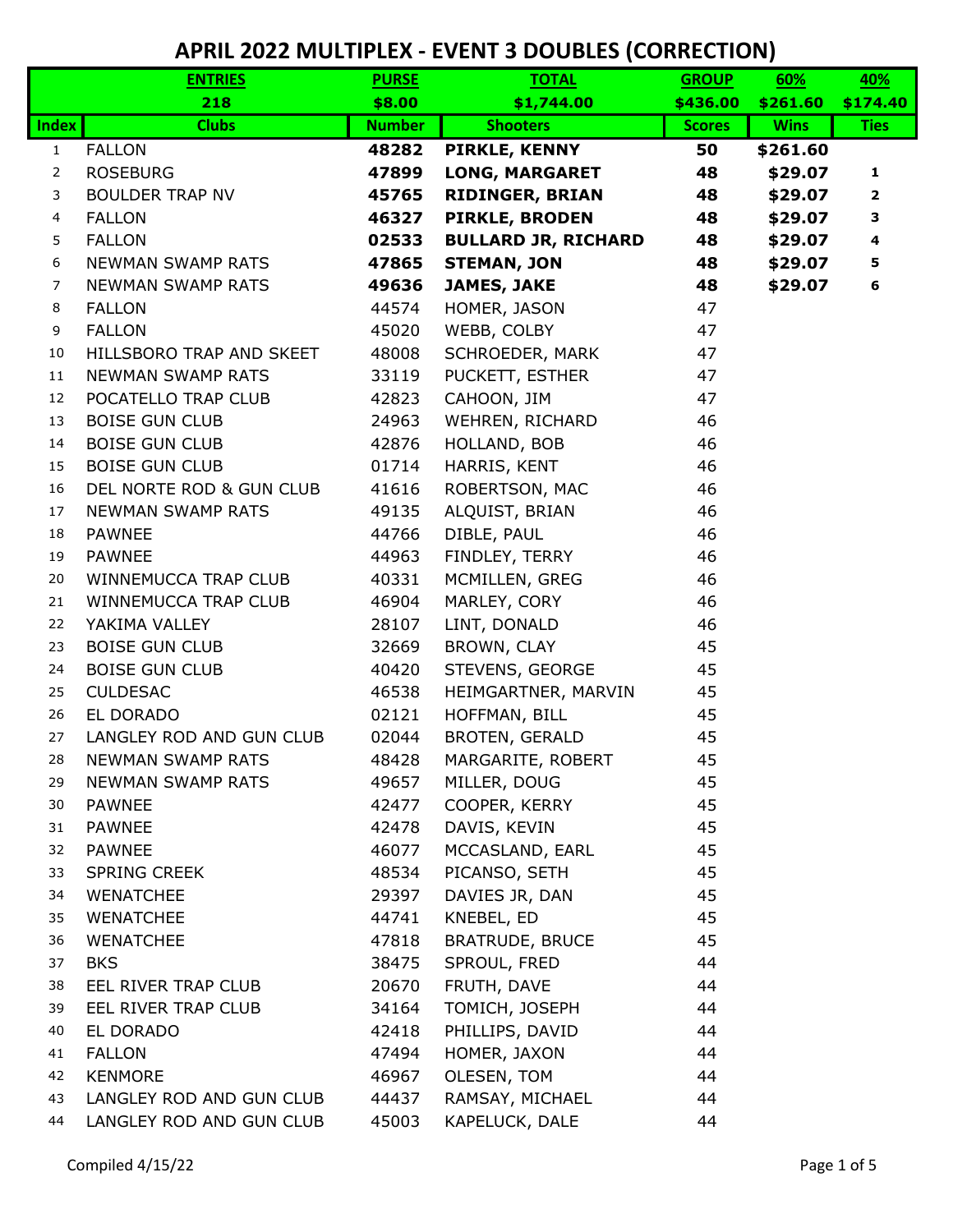# APRIL 2022 MULTIPLEX - EVENT 3 DOUBLES (CORRECTION)

| | ENTRIES | PURSE | TOTAL | GROUP | 60% | 40% |
|---|---|---|---|---|---|---|
| | 218 | $8.00 | $1,744.00 | $436.00 | $261.60 | $174.40 |
| **Index** | **Clubs** | **Number** | **Shooters** | **Scores** | **Wins** | **Ties** |
| 1 | FALLON | **48282** | **PIRKLE, KENNY** | **50** | **$261.60** | |
| 2 | ROSEBURG | **47899** | **LONG, MARGARET** | **48** | **$29.07** | **1** |
| 3 | BOULDER TRAP NV | **45765** | **RIDINGER, BRIAN** | **48** | **$29.07** | **2** |
| 4 | FALLON | **46327** | **PIRKLE, BRODEN** | **48** | **$29.07** | **3** |
| 5 | FALLON | **02533** | **BULLARD JR, RICHARD** | **48** | **$29.07** | **4** |
| 6 | NEWMAN SWAMP RATS | **47865** | **STEMAN, JON** | **48** | **$29.07** | **5** |
| 7 | NEWMAN SWAMP RATS | **49636** | **JAMES, JAKE** | **48** | **$29.07** | **6** |
| 8 | FALLON | 44574 | HOMER, JASON | 47 | | |
| 9 | FALLON | 45020 | WEBB, COLBY | 47 | | |
| 10 | HILLSBORO TRAP AND SKEET | 48008 | SCHROEDER, MARK | 47 | | |
| 11 | NEWMAN SWAMP RATS | 33119 | PUCKETT, ESTHER | 47 | | |
| 12 | POCATELLO TRAP CLUB | 42823 | CAHOON, JIM | 47 | | |
| 13 | BOISE GUN CLUB | 24963 | WEHREN, RICHARD | 46 | | |
| 14 | BOISE GUN CLUB | 42876 | HOLLAND, BOB | 46 | | |
| 15 | BOISE GUN CLUB | 01714 | HARRIS, KENT | 46 | | |
| 16 | DEL NORTE ROD & GUN CLUB | 41616 | ROBERTSON, MAC | 46 | | |
| 17 | NEWMAN SWAMP RATS | 49135 | ALQUIST, BRIAN | 46 | | |
| 18 | PAWNEE | 44766 | DIBLE, PAUL | 46 | | |
| 19 | PAWNEE | 44963 | FINDLEY, TERRY | 46 | | |
| 20 | WINNEMUCCA TRAP CLUB | 40331 | MCMILLEN, GREG | 46 | | |
| 21 | WINNEMUCCA TRAP CLUB | 46904 | MARLEY, CORY | 46 | | |
| 22 | YAKIMA VALLEY | 28107 | LINT, DONALD | 46 | | |
| 23 | BOISE GUN CLUB | 32669 | BROWN, CLAY | 45 | | |
| 24 | BOISE GUN CLUB | 40420 | STEVENS, GEORGE | 45 | | |
| 25 | CULDESAC | 46538 | HEIMGARTNER, MARVIN | 45 | | |
| 26 | EL DORADO | 02121 | HOFFMAN, BILL | 45 | | |
| 27 | LANGLEY ROD AND GUN CLUB | 02044 | BROTEN, GERALD | 45 | | |
| 28 | NEWMAN SWAMP RATS | 48428 | MARGARITE, ROBERT | 45 | | |
| 29 | NEWMAN SWAMP RATS | 49657 | MILLER, DOUG | 45 | | |
| 30 | PAWNEE | 42477 | COOPER, KERRY | 45 | | |
| 31 | PAWNEE | 42478 | DAVIS, KEVIN | 45 | | |
| 32 | PAWNEE | 46077 | MCCASLAND, EARL | 45 | | |
| 33 | SPRING CREEK | 48534 | PICANSO, SETH | 45 | | |
| 34 | WENATCHEE | 29397 | DAVIES JR, DAN | 45 | | |
| 35 | WENATCHEE | 44741 | KNEBEL, ED | 45 | | |
| 36 | WENATCHEE | 47818 | BRATRUDE, BRUCE | 45 | | |
| 37 | BKS | 38475 | SPROUL, FRED | 44 | | |
| 38 | EEL RIVER TRAP CLUB | 20670 | FRUTH, DAVE | 44 | | |
| 39 | EEL RIVER TRAP CLUB | 34164 | TOMICH, JOSEPH | 44 | | |
| 40 | EL DORADO | 42418 | PHILLIPS, DAVID | 44 | | |
| 41 | FALLON | 47494 | HOMER, JAXON | 44 | | |
| 42 | KENMORE | 46967 | OLESEN, TOM | 44 | | |
| 43 | LANGLEY ROD AND GUN CLUB | 44437 | RAMSAY, MICHAEL | 44 | | |
| 44 | LANGLEY ROD AND GUN CLUB | 45003 | KAPELUCK, DALE | 44 | | |

Compiled 4/15/22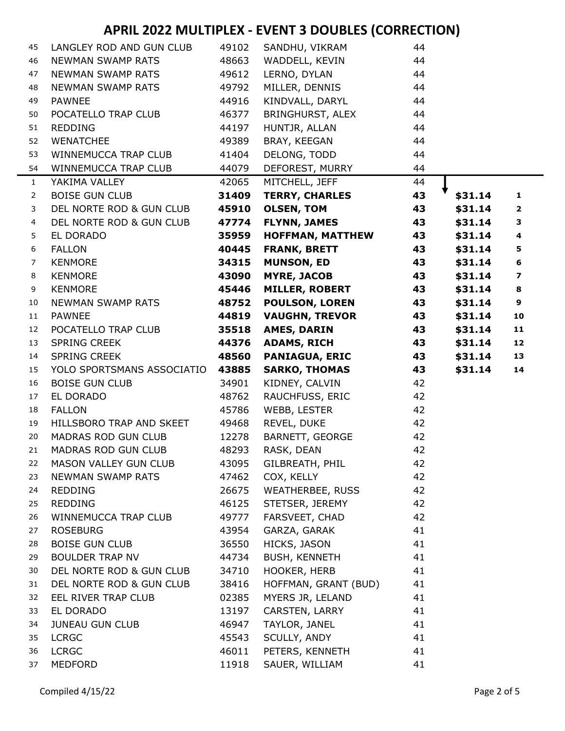# APRIL 2022 MULTIPLEX - EVENT 3 DOUBLES (CORRECTION)

| | | | | | | |
|---|---|---|---|---|---|---|
| 45 | LANGLEY ROD AND GUN CLUB | 49102 | SANDHU, VIKRAM | 44 | | |
| 46 | NEWMAN SWAMP RATS | 48663 | WADDELL, KEVIN | 44 | | |
| 47 | NEWMAN SWAMP RATS | 49612 | LERNO, DYLAN | 44 | | |
| 48 | NEWMAN SWAMP RATS | 49792 | MILLER, DENNIS | 44 | | |
| 49 | PAWNEE | 44916 | KINDVALL, DARYL | 44 | | |
| 50 | POCATELLO TRAP CLUB | 46377 | BRINGHURST, ALEX | 44 | | |
| 51 | REDDING | 44197 | HUNTJR, ALLAN | 44 | | |
| 52 | WENATCHEE | 49389 | BRAY, KEEGAN | 44 | | |
| 53 | WINNEMUCCA TRAP CLUB | 41404 | DELONG, TODD | 44 | | |
| 54 | WINNEMUCCA TRAP CLUB | 44079 | DEFOREST, MURRY | 44 | | |
| 1 | YAKIMA VALLEY | 42065 | MITCHELL, JEFF | 44 | | |
| 2 | BOISE GUN CLUB | **31409** | **TERRY, CHARLES** | **43** | **$31.14** | **1** |
| 3 | DEL NORTE ROD & GUN CLUB | **45910** | **OLSEN, TOM** | **43** | **$31.14** | **2** |
| 4 | DEL NORTE ROD & GUN CLUB | **47774** | **FLYNN, JAMES** | **43** | **$31.14** | **3** |
| 5 | EL DORADO | **35959** | **HOFFMAN, MATTHEW** | **43** | **$31.14** | **4** |
| 6 | FALLON | **40445** | **FRANK, BRETT** | **43** | **$31.14** | **5** |
| 7 | KENMORE | **34315** | **MUNSON, ED** | **43** | **$31.14** | **6** |
| 8 | KENMORE | **43090** | **MYRE, JACOB** | **43** | **$31.14** | **7** |
| 9 | KENMORE | **45446** | **MILLER, ROBERT** | **43** | **$31.14** | **8** |
| 10 | NEWMAN SWAMP RATS | **48752** | **POULSON, LOREN** | **43** | **$31.14** | **9** |
| 11 | PAWNEE | **44819** | **VAUGHN, TREVOR** | **43** | **$31.14** | **10** |
| 12 | POCATELLO TRAP CLUB | **35518** | **AMES, DARIN** | **43** | **$31.14** | **11** |
| 13 | SPRING CREEK | **44376** | **ADAMS, RICH** | **43** | **$31.14** | **12** |
| 14 | SPRING CREEK | **48560** | **PANIAGUA, ERIC** | **43** | **$31.14** | **13** |
| 15 | YOLO SPORTSMANS ASSOCIATIO | **43885** | **SARKO, THOMAS** | **43** | **$31.14** | **14** |
| 16 | BOISE GUN CLUB | 34901 | KIDNEY, CALVIN | 42 | | |
| 17 | EL DORADO | 48762 | RAUCHFUSS, ERIC | 42 | | |
| 18 | FALLON | 45786 | WEBB, LESTER | 42 | | |
| 19 | HILLSBORO TRAP AND SKEET | 49468 | REVEL, DUKE | 42 | | |
| 20 | MADRAS ROD GUN CLUB | 12278 | BARNETT, GEORGE | 42 | | |
| 21 | MADRAS ROD GUN CLUB | 48293 | RASK, DEAN | 42 | | |
| 22 | MASON VALLEY GUN CLUB | 43095 | GILBREATH, PHIL | 42 | | |
| 23 | NEWMAN SWAMP RATS | 47462 | COX, KELLY | 42 | | |
| 24 | REDDING | 26675 | WEATHERBEE, RUSS | 42 | | |
| 25 | REDDING | 46125 | STETSER, JEREMY | 42 | | |
| 26 | WINNEMUCCA TRAP CLUB | 49777 | FARSVEET, CHAD | 42 | | |
| 27 | ROSEBURG | 43954 | GARZA, GARAK | 41 | | |
| 28 | BOISE GUN CLUB | 36550 | HICKS, JASON | 41 | | |
| 29 | BOULDER TRAP NV | 44734 | BUSH, KENNETH | 41 | | |
| 30 | DEL NORTE ROD & GUN CLUB | 34710 | HOOKER, HERB | 41 | | |
| 31 | DEL NORTE ROD & GUN CLUB | 38416 | HOFFMAN, GRANT (BUD) | 41 | | |
| 32 | EEL RIVER TRAP CLUB | 02385 | MYERS JR, LELAND | 41 | | |
| 33 | EL DORADO | 13197 | CARSTEN, LARRY | 41 | | |
| 34 | JUNEAU GUN CLUB | 46947 | TAYLOR, JANEL | 41 | | |
| 35 | LCRGC | 45543 | SCULLY, ANDY | 41 | | |
| 36 | LCRGC | 46011 | PETERS, KENNETH | 41 | | |
| 37 | MEDFORD | 11918 | SAUER, WILLIAM | 41 | | |

Compiled 4/15/22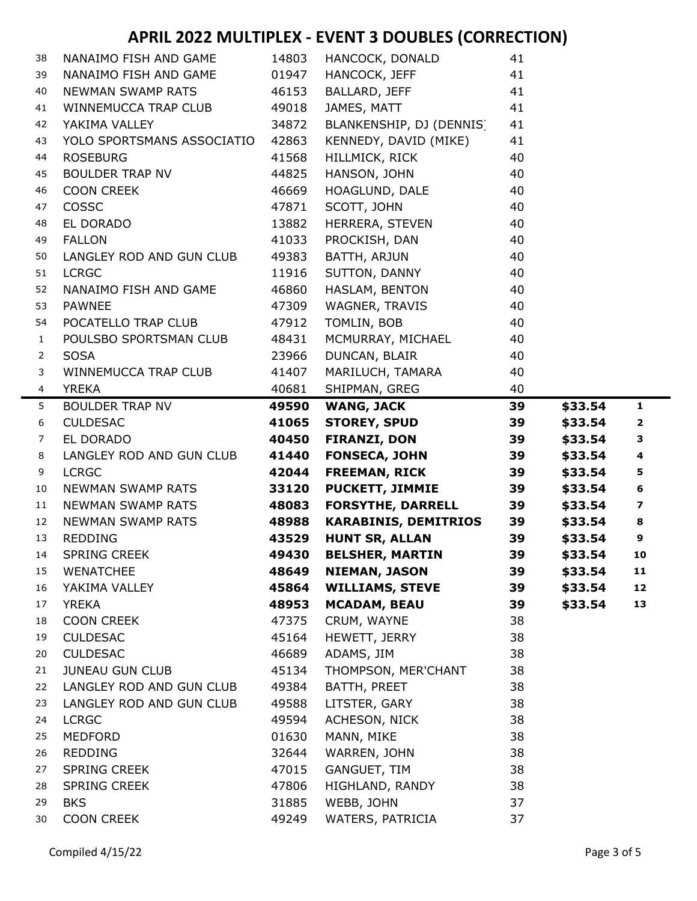# APRIL 2022 MULTIPLEX - EVENT 3 DOUBLES (CORRECTION)

| | | | | | | |
|---|---|---|---|---|---|---|
| 38 | NANAIMO FISH AND GAME | 14803 | HANCOCK, DONALD | 41 | | |
| 39 | NANAIMO FISH AND GAME | 01947 | HANCOCK, JEFF | 41 | | |
| 40 | NEWMAN SWAMP RATS | 46153 | BALLARD, JEFF | 41 | | |
| 41 | WINNEMUCCA TRAP CLUB | 49018 | JAMES, MATT | 41 | | |
| 42 | YAKIMA VALLEY | 34872 | BLANKENSHIP, DJ (DENNIS) | 41 | | |
| 43 | YOLO SPORTSMANS ASSOCIATIO | 42863 | KENNEDY, DAVID (MIKE) | 41 | | |
| 44 | ROSEBURG | 41568 | HILLMICK, RICK | 40 | | |
| 45 | BOULDER TRAP NV | 44825 | HANSON, JOHN | 40 | | |
| 46 | COON CREEK | 46669 | HOAGLUND, DALE | 40 | | |
| 47 | COSSC | 47871 | SCOTT, JOHN | 40 | | |
| 48 | EL DORADO | 13882 | HERRERA, STEVEN | 40 | | |
| 49 | FALLON | 41033 | PROCKISH, DAN | 40 | | |
| 50 | LANGLEY ROD AND GUN CLUB | 49383 | BATTH, ARJUN | 40 | | |
| 51 | LCRGC | 11916 | SUTTON, DANNY | 40 | | |
| 52 | NANAIMO FISH AND GAME | 46860 | HASLAM, BENTON | 40 | | |
| 53 | PAWNEE | 47309 | WAGNER, TRAVIS | 40 | | |
| 54 | POCATELLO TRAP CLUB | 47912 | TOMLIN, BOB | 40 | | |
| 1 | POULSBO SPORTSMAN CLUB | 48431 | MCMURRAY, MICHAEL | 40 | | |
| 2 | SOSA | 23966 | DUNCAN, BLAIR | 40 | | |
| 3 | WINNEMUCCA TRAP CLUB | 41407 | MARILUCH, TAMARA | 40 | | |
| 4 | YREKA | 40681 | SHIPMAN, GREG | 40 | | |
| 5 | BOULDER TRAP NV | **49590** | **WANG, JACK** | **39** | **$33.54** | **1** |
| 6 | CULDESAC | **41065** | **STOREY, SPUD** | **39** | **$33.54** | **2** |
| 7 | EL DORADO | **40450** | **FIRANZI, DON** | **39** | **$33.54** | **3** |
| 8 | LANGLEY ROD AND GUN CLUB | **41440** | **FONSECA, JOHN** | **39** | **$33.54** | **4** |
| 9 | LCRGC | **42044** | **FREEMAN, RICK** | **39** | **$33.54** | **5** |
| 10 | NEWMAN SWAMP RATS | **33120** | **PUCKETT, JIMMIE** | **39** | **$33.54** | **6** |
| 11 | NEWMAN SWAMP RATS | **48083** | **FORSYTHE, DARRELL** | **39** | **$33.54** | **7** |
| 12 | NEWMAN SWAMP RATS | **48988** | **KARABINIS, DEMITRIOS** | **39** | **$33.54** | **8** |
| 13 | REDDING | **43529** | **HUNT SR, ALLAN** | **39** | **$33.54** | **9** |
| 14 | SPRING CREEK | **49430** | **BELSHER, MARTIN** | **39** | **$33.54** | **10** |
| 15 | WENATCHEE | **48649** | **NIEMAN, JASON** | **39** | **$33.54** | **11** |
| 16 | YAKIMA VALLEY | **45864** | **WILLIAMS, STEVE** | **39** | **$33.54** | **12** |
| 17 | YREKA | **48953** | **MCADAM, BEAU** | **39** | **$33.54** | **13** |
| 18 | COON CREEK | 47375 | CRUM, WAYNE | 38 | | |
| 19 | CULDESAC | 45164 | HEWETT, JERRY | 38 | | |
| 20 | CULDESAC | 46689 | ADAMS, JIM | 38 | | |
| 21 | JUNEAU GUN CLUB | 45134 | THOMPSON, MER'CHANT | 38 | | |
| 22 | LANGLEY ROD AND GUN CLUB | 49384 | BATTH, PREET | 38 | | |
| 23 | LANGLEY ROD AND GUN CLUB | 49588 | LITSTER, GARY | 38 | | |
| 24 | LCRGC | 49594 | ACHESON, NICK | 38 | | |
| 25 | MEDFORD | 01630 | MANN, MIKE | 38 | | |
| 26 | REDDING | 32644 | WARREN, JOHN | 38 | | |
| 27 | SPRING CREEK | 47015 | GANGUET, TIM | 38 | | |
| 28 | SPRING CREEK | 47806 | HIGHLAND, RANDY | 38 | | |
| 29 | BKS | 31885 | WEBB, JOHN | 37 | | |
| 30 | COON CREEK | 49249 | WATERS, PATRICIA | 37 | | |

Compiled 4/15/22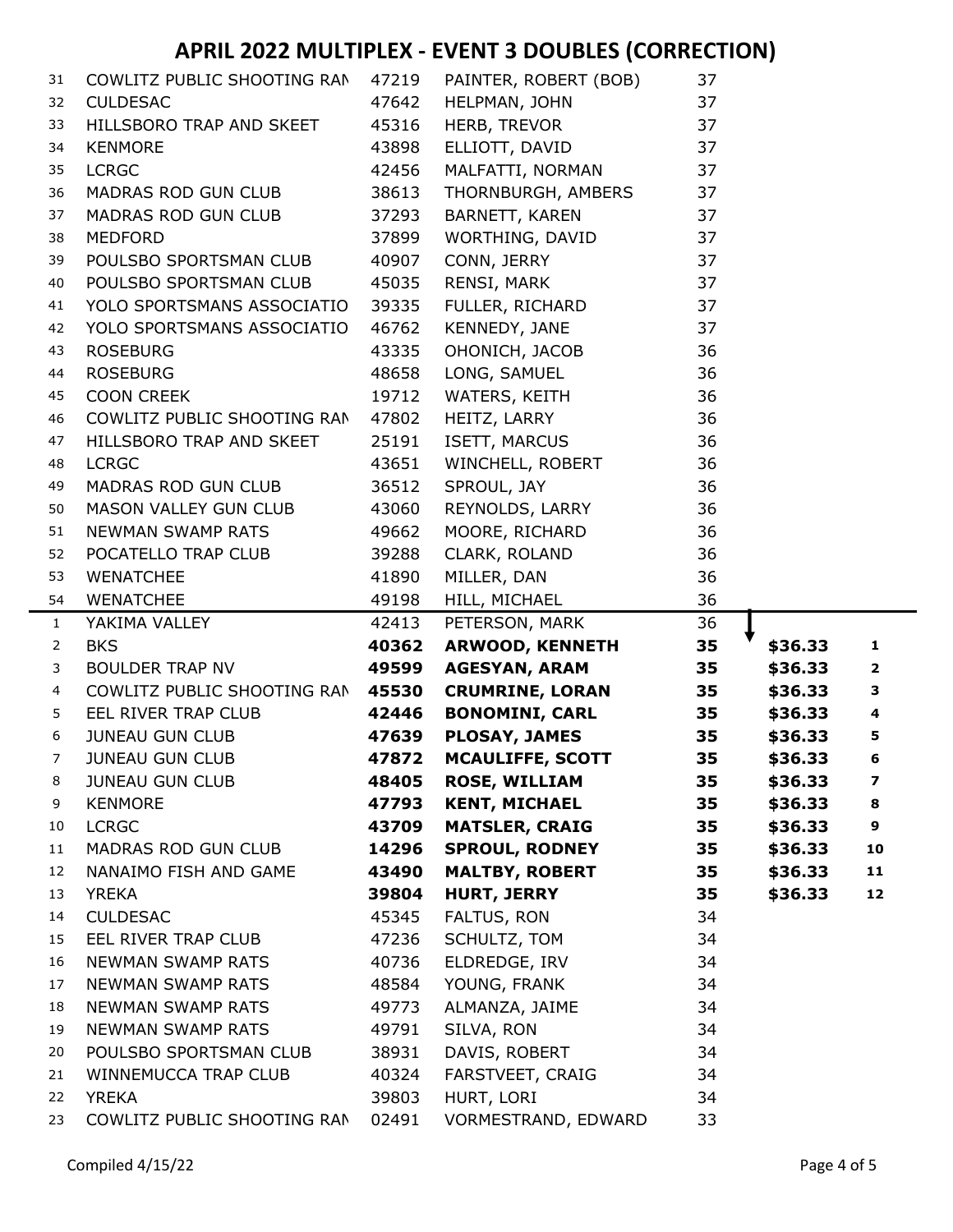# APRIL 2022 MULTIPLEX - EVENT 3 DOUBLES (CORRECTION)

| | Club | ID | Name | Score | Payout | Rank |
|---|---|---|---|---|---|---|
| 31 | COWLITZ PUBLIC SHOOTING RAN | 47219 | PAINTER, ROBERT (BOB) | 37 | | |
| 32 | CULDESAC | 47642 | HELPMAN, JOHN | 37 | | |
| 33 | HILLSBORO TRAP AND SKEET | 45316 | HERB, TREVOR | 37 | | |
| 34 | KENMORE | 43898 | ELLIOTT, DAVID | 37 | | |
| 35 | LCRGC | 42456 | MALFATTI, NORMAN | 37 | | |
| 36 | MADRAS ROD GUN CLUB | 38613 | THORNBURGH, AMBERS | 37 | | |
| 37 | MADRAS ROD GUN CLUB | 37293 | BARNETT, KAREN | 37 | | |
| 38 | MEDFORD | 37899 | WORTHING, DAVID | 37 | | |
| 39 | POULSBO SPORTSMAN CLUB | 40907 | CONN, JERRY | 37 | | |
| 40 | POULSBO SPORTSMAN CLUB | 45035 | RENSI, MARK | 37 | | |
| 41 | YOLO SPORTSMANS ASSOCIATIO | 39335 | FULLER, RICHARD | 37 | | |
| 42 | YOLO SPORTSMANS ASSOCIATIO | 46762 | KENNEDY, JANE | 37 | | |
| 43 | ROSEBURG | 43335 | OHONICH, JACOB | 36 | | |
| 44 | ROSEBURG | 48658 | LONG, SAMUEL | 36 | | |
| 45 | COON CREEK | 19712 | WATERS, KEITH | 36 | | |
| 46 | COWLITZ PUBLIC SHOOTING RAN | 47802 | HEITZ, LARRY | 36 | | |
| 47 | HILLSBORO TRAP AND SKEET | 25191 | ISETT, MARCUS | 36 | | |
| 48 | LCRGC | 43651 | WINCHELL, ROBERT | 36 | | |
| 49 | MADRAS ROD GUN CLUB | 36512 | SPROUL, JAY | 36 | | |
| 50 | MASON VALLEY GUN CLUB | 43060 | REYNOLDS, LARRY | 36 | | |
| 51 | NEWMAN SWAMP RATS | 49662 | MOORE, RICHARD | 36 | | |
| 52 | POCATELLO TRAP CLUB | 39288 | CLARK, ROLAND | 36 | | |
| 53 | WENATCHEE | 41890 | MILLER, DAN | 36 | | |
| 54 | WENATCHEE | 49198 | HILL, MICHAEL | 36 | | |
| 1 | YAKIMA VALLEY | 42413 | PETERSON, MARK | 36 | | |
| 2 | BKS | **40362** | **ARWOOD, KENNETH** | **35** | **$36.33** | **1** |
| 3 | BOULDER TRAP NV | **49599** | **AGESYAN, ARAM** | **35** | **$36.33** | **2** |
| 4 | COWLITZ PUBLIC SHOOTING RAN | **45530** | **CRUMRINE, LORAN** | **35** | **$36.33** | **3** |
| 5 | EEL RIVER TRAP CLUB | **42446** | **BONOMINI, CARL** | **35** | **$36.33** | **4** |
| 6 | JUNEAU GUN CLUB | **47639** | **PLOSAY, JAMES** | **35** | **$36.33** | **5** |
| 7 | JUNEAU GUN CLUB | **47872** | **MCAULIFFE, SCOTT** | **35** | **$36.33** | **6** |
| 8 | JUNEAU GUN CLUB | **48405** | **ROSE, WILLIAM** | **35** | **$36.33** | **7** |
| 9 | KENMORE | **47793** | **KENT, MICHAEL** | **35** | **$36.33** | **8** |
| 10 | LCRGC | **43709** | **MATSLER, CRAIG** | **35** | **$36.33** | **9** |
| 11 | MADRAS ROD GUN CLUB | **14296** | **SPROUL, RODNEY** | **35** | **$36.33** | **10** |
| 12 | NANAIMO FISH AND GAME | **43490** | **MALTBY, ROBERT** | **35** | **$36.33** | **11** |
| 13 | YREKA | **39804** | **HURT, JERRY** | **35** | **$36.33** | **12** |
| 14 | CULDESAC | 45345 | FALTUS, RON | 34 | | |
| 15 | EEL RIVER TRAP CLUB | 47236 | SCHULTZ, TOM | 34 | | |
| 16 | NEWMAN SWAMP RATS | 40736 | ELDREDGE, IRV | 34 | | |
| 17 | NEWMAN SWAMP RATS | 48584 | YOUNG, FRANK | 34 | | |
| 18 | NEWMAN SWAMP RATS | 49773 | ALMANZA, JAIME | 34 | | |
| 19 | NEWMAN SWAMP RATS | 49791 | SILVA, RON | 34 | | |
| 20 | POULSBO SPORTSMAN CLUB | 38931 | DAVIS, ROBERT | 34 | | |
| 21 | WINNEMUCCA TRAP CLUB | 40324 | FARSTVEET, CRAIG | 34 | | |
| 22 | YREKA | 39803 | HURT, LORI | 34 | | |
| 23 | COWLITZ PUBLIC SHOOTING RAN | 02491 | VORMESTRAND, EDWARD | 33 | | |

Compiled 4/15/22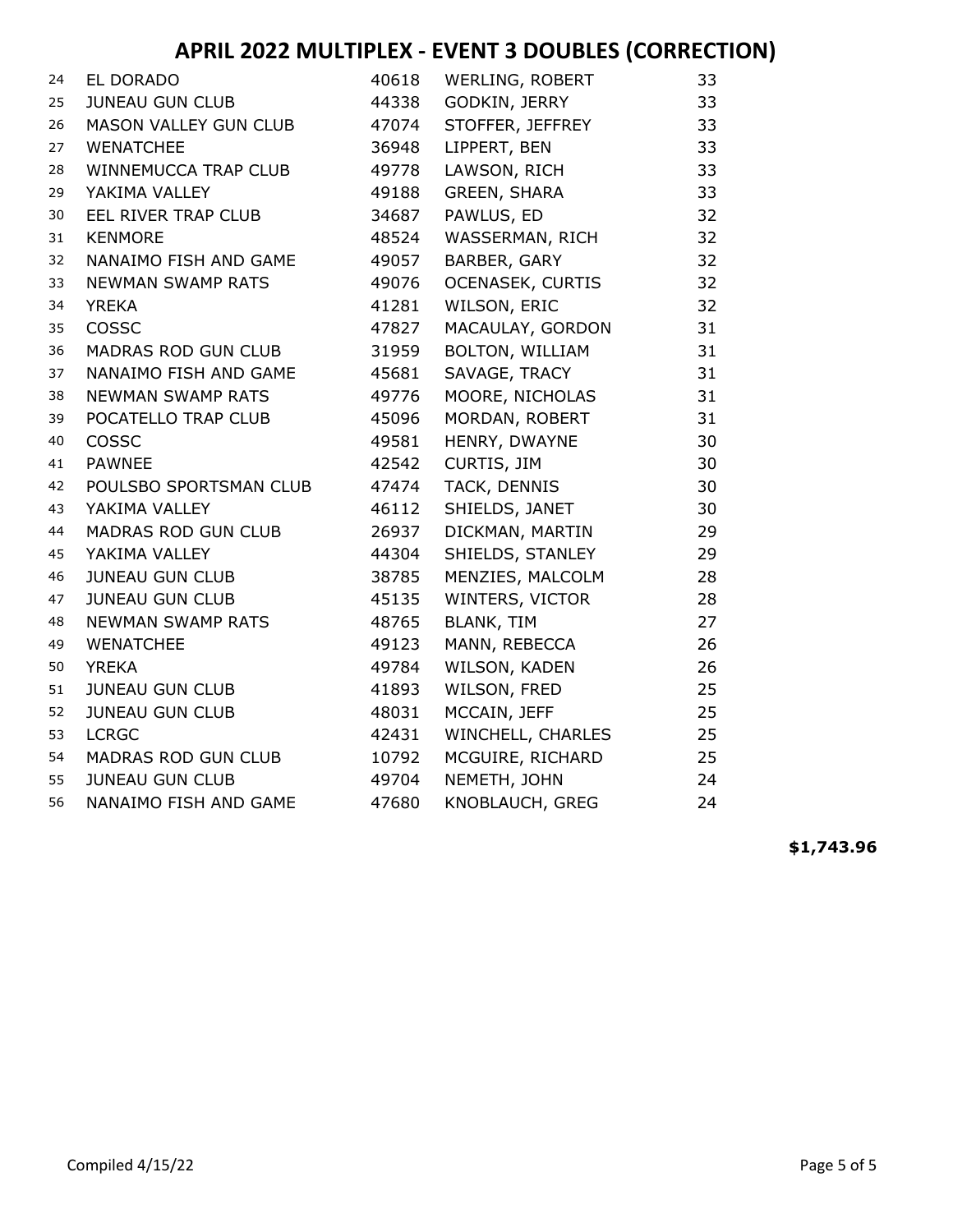# APRIL 2022 MULTIPLEX - EVENT 3 DOUBLES (CORRECTION)

| | | | | |
|---|---|---|---|---|
| 24 | EL DORADO | 40618 | WERLING, ROBERT | 33 |
| 25 | JUNEAU GUN CLUB | 44338 | GODKIN, JERRY | 33 |
| 26 | MASON VALLEY GUN CLUB | 47074 | STOFFER, JEFFREY | 33 |
| 27 | WENATCHEE | 36948 | LIPPERT, BEN | 33 |
| 28 | WINNEMUCCA TRAP CLUB | 49778 | LAWSON, RICH | 33 |
| 29 | YAKIMA VALLEY | 49188 | GREEN, SHARA | 33 |
| 30 | EEL RIVER TRAP CLUB | 34687 | PAWLUS, ED | 32 |
| 31 | KENMORE | 48524 | WASSERMAN, RICH | 32 |
| 32 | NANAIMO FISH AND GAME | 49057 | BARBER, GARY | 32 |
| 33 | NEWMAN SWAMP RATS | 49076 | OCENASEK, CURTIS | 32 |
| 34 | YREKA | 41281 | WILSON, ERIC | 32 |
| 35 | COSSC | 47827 | MACAULAY, GORDON | 31 |
| 36 | MADRAS ROD GUN CLUB | 31959 | BOLTON, WILLIAM | 31 |
| 37 | NANAIMO FISH AND GAME | 45681 | SAVAGE, TRACY | 31 |
| 38 | NEWMAN SWAMP RATS | 49776 | MOORE, NICHOLAS | 31 |
| 39 | POCATELLO TRAP CLUB | 45096 | MORDAN, ROBERT | 31 |
| 40 | COSSC | 49581 | HENRY, DWAYNE | 30 |
| 41 | PAWNEE | 42542 | CURTIS, JIM | 30 |
| 42 | POULSBO SPORTSMAN CLUB | 47474 | TACK, DENNIS | 30 |
| 43 | YAKIMA VALLEY | 46112 | SHIELDS, JANET | 30 |
| 44 | MADRAS ROD GUN CLUB | 26937 | DICKMAN, MARTIN | 29 |
| 45 | YAKIMA VALLEY | 44304 | SHIELDS, STANLEY | 29 |
| 46 | JUNEAU GUN CLUB | 38785 | MENZIES, MALCOLM | 28 |
| 47 | JUNEAU GUN CLUB | 45135 | WINTERS, VICTOR | 28 |
| 48 | NEWMAN SWAMP RATS | 48765 | BLANK, TIM | 27 |
| 49 | WENATCHEE | 49123 | MANN, REBECCA | 26 |
| 50 | YREKA | 49784 | WILSON, KADEN | 26 |
| 51 | JUNEAU GUN CLUB | 41893 | WILSON, FRED | 25 |
| 52 | JUNEAU GUN CLUB | 48031 | MCCAIN, JEFF | 25 |
| 53 | LCRGC | 42431 | WINCHELL, CHARLES | 25 |
| 54 | MADRAS ROD GUN CLUB | 10792 | MCGUIRE, RICHARD | 25 |
| 55 | JUNEAU GUN CLUB | 49704 | NEMETH, JOHN | 24 |
| 56 | NANAIMO FISH AND GAME | 47680 | KNOBLAUCH, GREG | 24 |

**$1,743.96**

Compiled 4/15/22